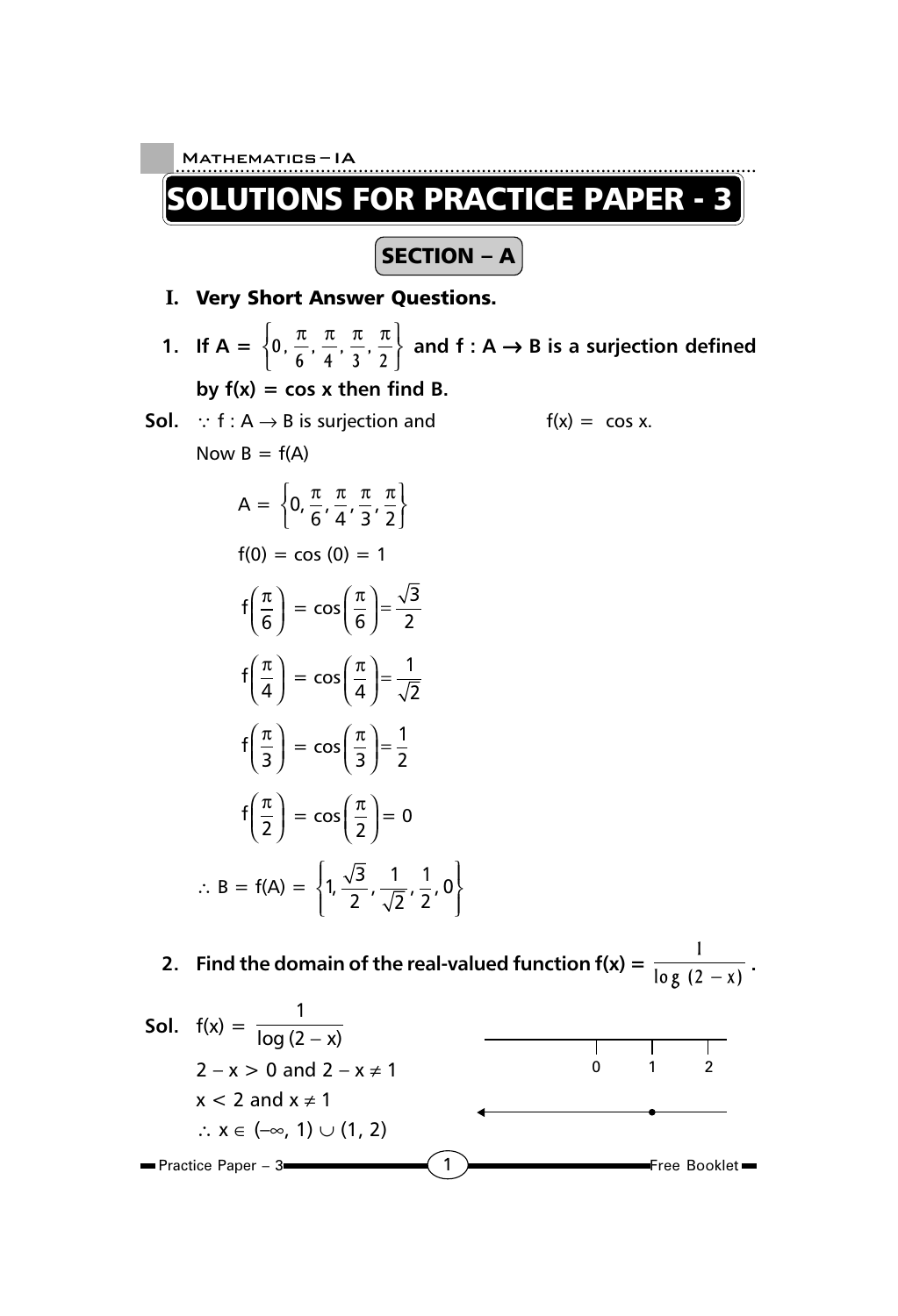# SOLUTIONS FOR PRACTICE PAPER - 3

## SECTION – A

### I. Very Short Answer Questions.

**1. If A = $\left\{0, \frac{\pi}{6}, \frac{\pi}{4}, \frac{\pi}{3}, \frac{\pi}{2}\right\}$ and f : A → B is a surjection defined by f(x) = cos x then find B.**

**Sol.** $\because$ f : A → B is surjection and f(x) = cos x.

Now B = f(A)

$$A = \left\{0, \frac{\pi}{6}, \frac{\pi}{4}, \frac{\pi}{3}, \frac{\pi}{2}\right\}$$

$$f(0) = \cos(0) = 1$$

$$f\left(\frac{\pi}{6}\right) = \cos\left(\frac{\pi}{6}\right) = \frac{\sqrt{3}}{2}$$

$$f\left(\frac{\pi}{4}\right) = \cos\left(\frac{\pi}{4}\right) = \frac{1}{\sqrt{2}}$$

$$f\left(\frac{\pi}{3}\right) = \cos\left(\frac{\pi}{3}\right) = \frac{1}{2}$$

$$f\left(\frac{\pi}{2}\right) = \cos\left(\frac{\pi}{2}\right) = 0$$

$$\therefore B = f(A) = \left\{1, \frac{\sqrt{3}}{2}, \frac{1}{\sqrt{2}}, \frac{1}{2}, 0\right\}$$

**2. Find the domain of the real-valued function f(x) = $\frac{1}{\log(2-x)}$.**

**Sol.** $f(x) = \frac{1}{\log(2-x)}$

$2 - x > 0$ and $2 - x \neq 1$

$x < 2$ and $x \neq 1$

$\therefore x \in (-\infty, 1) \cup (1, 2)$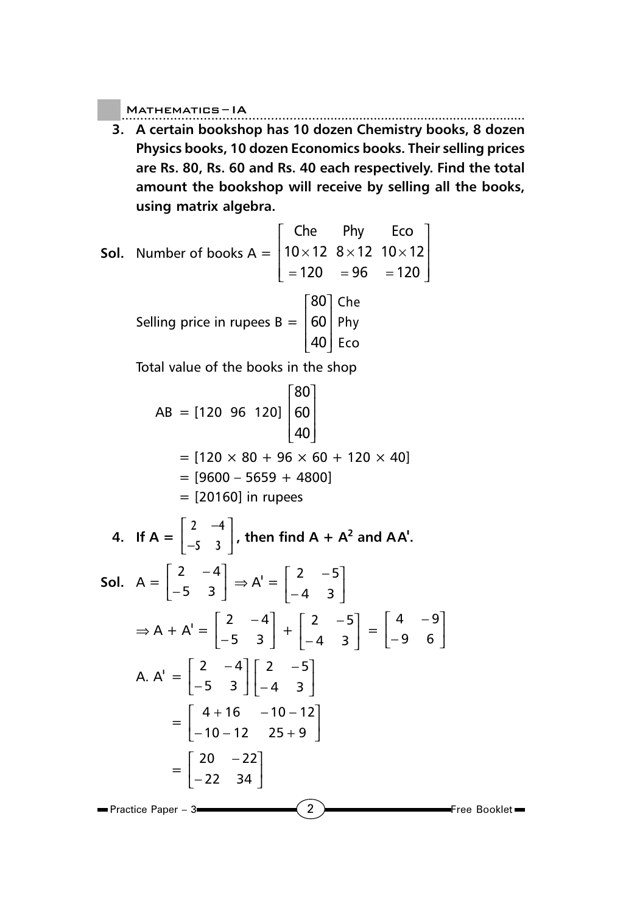**3. A certain bookshop has 10 dozen Chemistry books, 8 dozen Physics books, 10 dozen Economics books. Their selling prices are Rs. 80, Rs. 60 and Rs. 40 each respectively. Find the total amount the bookshop will receive by selling all the books, using matrix algebra.**

**Sol.** Number of books A = $\begin{bmatrix} \text{Che} & \text{Phy} & \text{Eco} \\ 10\times 12 & 8\times 12 & 10\times 12 \\ =120 & =96 & =120 \end{bmatrix}$

Selling price in rupees B = $\begin{bmatrix} 80 \\ 60 \\ 40 \end{bmatrix} \begin{matrix} \text{Che} \\ \text{Phy} \\ \text{Eco} \end{matrix}$

Total value of the books in the shop

$$AB = [120 \;\; 96 \;\; 120] \begin{bmatrix} 80 \\ 60 \\ 40 \end{bmatrix}$$

$$= [120 \times 80 + 96 \times 60 + 120 \times 40]$$

$$= [9600 - 5659 + 4800]$$

$$= [20160] \text{ in rupees}$$

**4. If A = $\begin{bmatrix} 2 & -4 \\ -5 & 3 \end{bmatrix}$, then find A + $A^2$ and AA'.**

**Sol.** $A = \begin{bmatrix} 2 & -4 \\ -5 & 3 \end{bmatrix} \Rightarrow A' = \begin{bmatrix} 2 & -5 \\ -4 & 3 \end{bmatrix}$

$$\Rightarrow A + A' = \begin{bmatrix} 2 & -4 \\ -5 & 3 \end{bmatrix} + \begin{bmatrix} 2 & -5 \\ -4 & 3 \end{bmatrix} = \begin{bmatrix} 4 & -9 \\ -9 & 6 \end{bmatrix}$$

$$A.\,A' = \begin{bmatrix} 2 & -4 \\ -5 & 3 \end{bmatrix} \begin{bmatrix} 2 & -5 \\ -4 & 3 \end{bmatrix}$$

$$= \begin{bmatrix} 4+16 & -10-12 \\ -10-12 & 25+9 \end{bmatrix}$$

$$= \begin{bmatrix} 20 & -22 \\ -22 & 34 \end{bmatrix}$$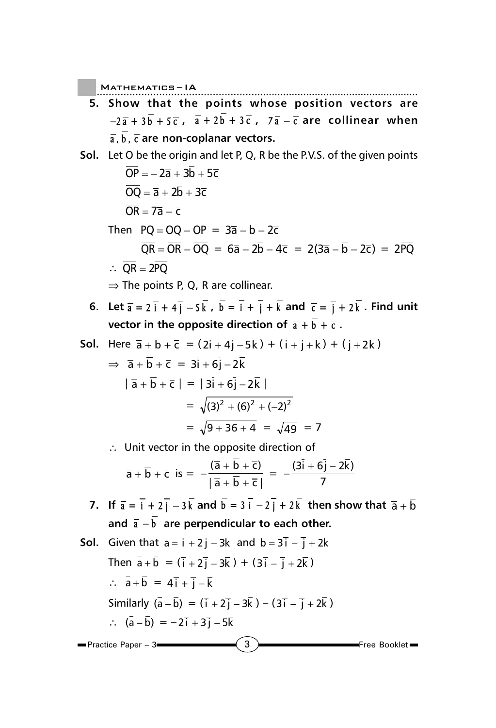**5. Show that the points whose position vectors are $-2\bar{a} + 3\bar{b} + 5\bar{c}$, $\bar{a} + 2\bar{b} + 3\bar{c}$, $7\bar{a} - \bar{c}$ are collinear when $\bar{a}, \bar{b}, \bar{c}$ are non-coplanar vectors.**

**Sol.** Let O be the origin and let P, Q, R be the P.V.S. of the given points

$$\overline{OP} = -2\bar{a} + 3\bar{b} + 5\bar{c}$$

$$\overline{OQ} = \bar{a} + 2\bar{b} + 3\bar{c}$$

$$\overline{OR} = 7\bar{a} - \bar{c}$$

Then $\overline{PQ} = \overline{OQ} - \overline{OP} = 3\bar{a} - \bar{b} - 2\bar{c}$

$$\overline{QR} = \overline{OR} - \overline{OQ} = 6\bar{a} - 2\bar{b} - 4\bar{c} = 2(3\bar{a} - \bar{b} - 2\bar{c}) = 2\overline{PQ}$$

$\therefore \overline{QR} = 2\overline{PQ}$

$\Rightarrow$ The points P, Q, R are collinear.

**6. Let $\bar{a} = 2\bar{i} + 4\bar{j} - 5\bar{k}$, $\bar{b} = \bar{i} + \bar{j} + \bar{k}$ and $\bar{c} = \bar{j} + 2\bar{k}$. Find unit vector in the opposite direction of $\bar{a} + \bar{b} + \bar{c}$.**

**Sol.** Here $\bar{a} + \bar{b} + \bar{c} = (2\bar{i} + 4\bar{j} - 5\bar{k}) + (\bar{i} + \bar{j} + \bar{k}) + (\bar{j} + 2\bar{k})$

$\Rightarrow \bar{a} + \bar{b} + \bar{c} = 3\bar{i} + 6\bar{j} - 2\bar{k}$

$$|\bar{a} + \bar{b} + \bar{c}| = |3\bar{i} + 6\bar{j} - 2\bar{k}|$$

$$= \sqrt{(3)^2 + (6)^2 + (-2)^2}$$

$$= \sqrt{9 + 36 + 4} = \sqrt{49} = 7$$

$\therefore$ Unit vector in the opposite direction of

$$\bar{a} + \bar{b} + \bar{c} \text{ is } = -\frac{(\bar{a} + \bar{b} + \bar{c})}{|\bar{a} + \bar{b} + \bar{c}|} = -\frac{(3\bar{i} + 6\bar{j} - 2\bar{k})}{7}$$

**7. If $\bar{a} = \bar{i} + 2\bar{j} - 3\bar{k}$ and $\bar{b} = 3\bar{i} - 2\bar{j} + 2\bar{k}$ then show that $\bar{a} + \bar{b}$ and $\bar{a} - \bar{b}$ are perpendicular to each other.**

**Sol.** Given that $\bar{a} = \bar{i} + 2\bar{j} - 3\bar{k}$ and $\bar{b} = 3\bar{i} - \bar{j} + 2\bar{k}$

Then $\bar{a} + \bar{b} = (\bar{i} + 2\bar{j} - 3\bar{k}) + (3\bar{i} - \bar{j} + 2\bar{k})$

$\therefore \bar{a} + \bar{b} = 4\bar{i} + \bar{j} - \bar{k}$

Similarly $(\bar{a} - \bar{b}) = (\bar{i} + 2\bar{j} - 3\bar{k}) - (3\bar{i} - \bar{j} + 2\bar{k})$

$\therefore (\bar{a} - \bar{b}) = -2\bar{i} + 3\bar{j} - 5\bar{k}$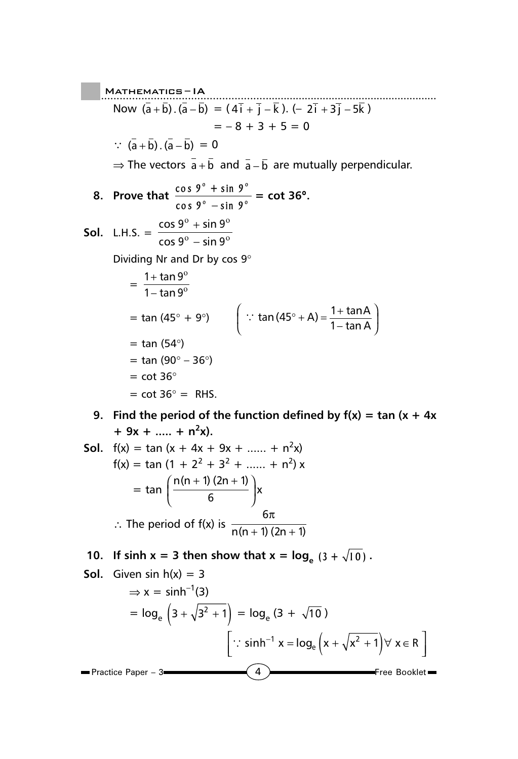Now $(\bar{a}+\bar{b}).(\bar{a}-\bar{b}) = (4\bar{i}+\bar{j}-\bar{k}).(-2\bar{i}+3\bar{j}-5\bar{k})$

$= -8 + 3 + 5 = 0$

$\because (\bar{a}+\bar{b}).(\bar{a}-\bar{b}) = 0$

$\Rightarrow$ The vectors $\bar{a}+\bar{b}$ and $\bar{a}-\bar{b}$ are mutually perpendicular.

**8. Prove that $\dfrac{\cos 9^\circ + \sin 9^\circ}{\cos 9^\circ - \sin 9^\circ}$ = cot 36°.**

**Sol.** L.H.S. $= \dfrac{\cos 9^\circ + \sin 9^\circ}{\cos 9^\circ - \sin 9^\circ}$

Dividing Nr and Dr by cos 9°

$= \dfrac{1+\tan 9^\circ}{1-\tan 9^\circ}$

$= \tan(45^\circ + 9^\circ) \qquad \left(\because \tan(45^\circ + A) = \dfrac{1+\tan A}{1-\tan A}\right)$

$= \tan(54^\circ)$

$= \tan(90^\circ - 36^\circ)$

$= \cot 36^\circ$

$= \cot 36^\circ =$ RHS.

**9. Find the period of the function defined by $f(x) = \tan(x + 4x + 9x + \ldots.. + n^2x)$.**

**Sol.** $f(x) = \tan(x + 4x + 9x + \ldots\ldots + n^2x)$

$f(x) = \tan(1 + 2^2 + 3^2 + \ldots\ldots + n^2)\,x$

$= \tan\left(\dfrac{n(n+1)(2n+1)}{6}\right)x$

$\therefore$ The period of f(x) is $\dfrac{6\pi}{n(n+1)(2n+1)}$

**10. If sinh x = 3 then show that $x = \log_e(3 + \sqrt{10})$.**

**Sol.** Given $\sin h(x) = 3$

$\Rightarrow x = \sinh^{-1}(3)$

$= \log_e\left(3 + \sqrt{3^2+1}\right) = \log_e(3 + \sqrt{10})$

$\left[\because \sinh^{-1} x = \log_e\left(x + \sqrt{x^2+1}\right) \forall\, x \in R\right]$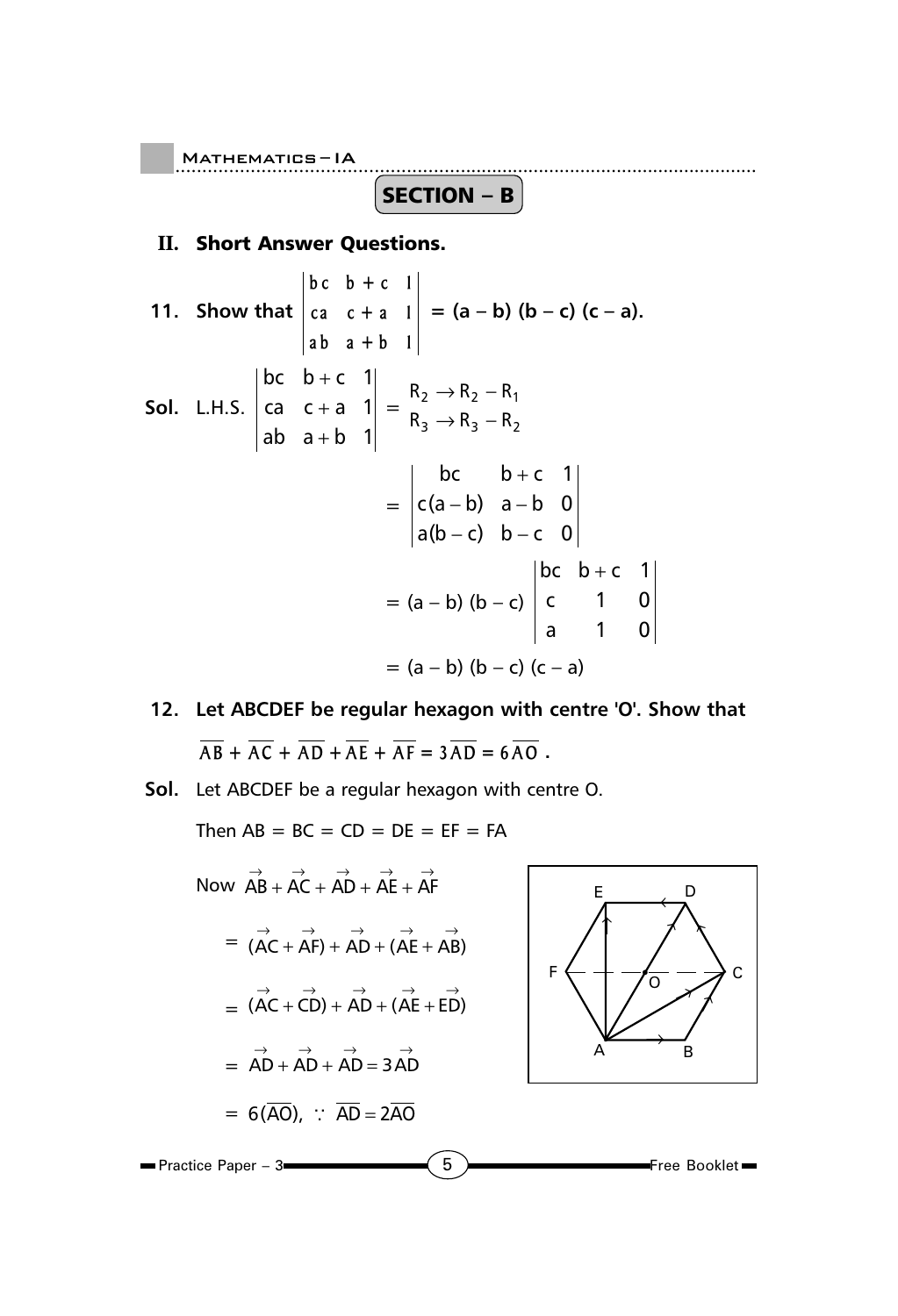## SECTION – B

### II. Short Answer Questions.

**11. Show that** $\begin{vmatrix} bc & b+c & 1 \\ ca & c+a & 1 \\ ab & a+b & 1 \end{vmatrix}$ **= (a – b) (b – c) (c – a).**

**Sol.** L.H.S. $\begin{vmatrix} bc & b+c & 1 \\ ca & c+a & 1 \\ ab & a+b & 1 \end{vmatrix} = \begin{matrix} R_2 \to R_2 - R_1 \\ R_3 \to R_3 - R_2 \end{matrix}$

$$= \begin{vmatrix} bc & b+c & 1 \\ c(a-b) & a-b & 0 \\ a(b-c) & b-c & 0 \end{vmatrix}$$

$$= (a-b)(b-c)\begin{vmatrix} bc & b+c & 1 \\ c & 1 & 0 \\ a & 1 & 0 \end{vmatrix}$$

$$= (a-b)(b-c)(c-a)$$

**12. Let ABCDEF be regular hexagon with centre 'O'. Show that** $\overline{AB} + \overline{AC} + \overline{AD} + \overline{AE} + \overline{AF} = 3\overline{AD} = 6\overline{AO}$ **.**

**Sol.** Let ABCDEF be a regular hexagon with centre O.

Then AB = BC = CD = DE = EF = FA

Now $\vec{AB} + \vec{AC} + \vec{AD} + \vec{AE} + \vec{AF}$

$= (\vec{AC} + \vec{AF}) + \vec{AD} + (\vec{AE} + \vec{AB})$

$= (\vec{AC} + \vec{CD}) + \vec{AD} + (\vec{AE} + \vec{ED})$

$= \vec{AD} + \vec{AD} + \vec{AD} = 3\vec{AD}$

$= 6(\overline{AO}), \because \overline{AD} = 2\overline{AO}$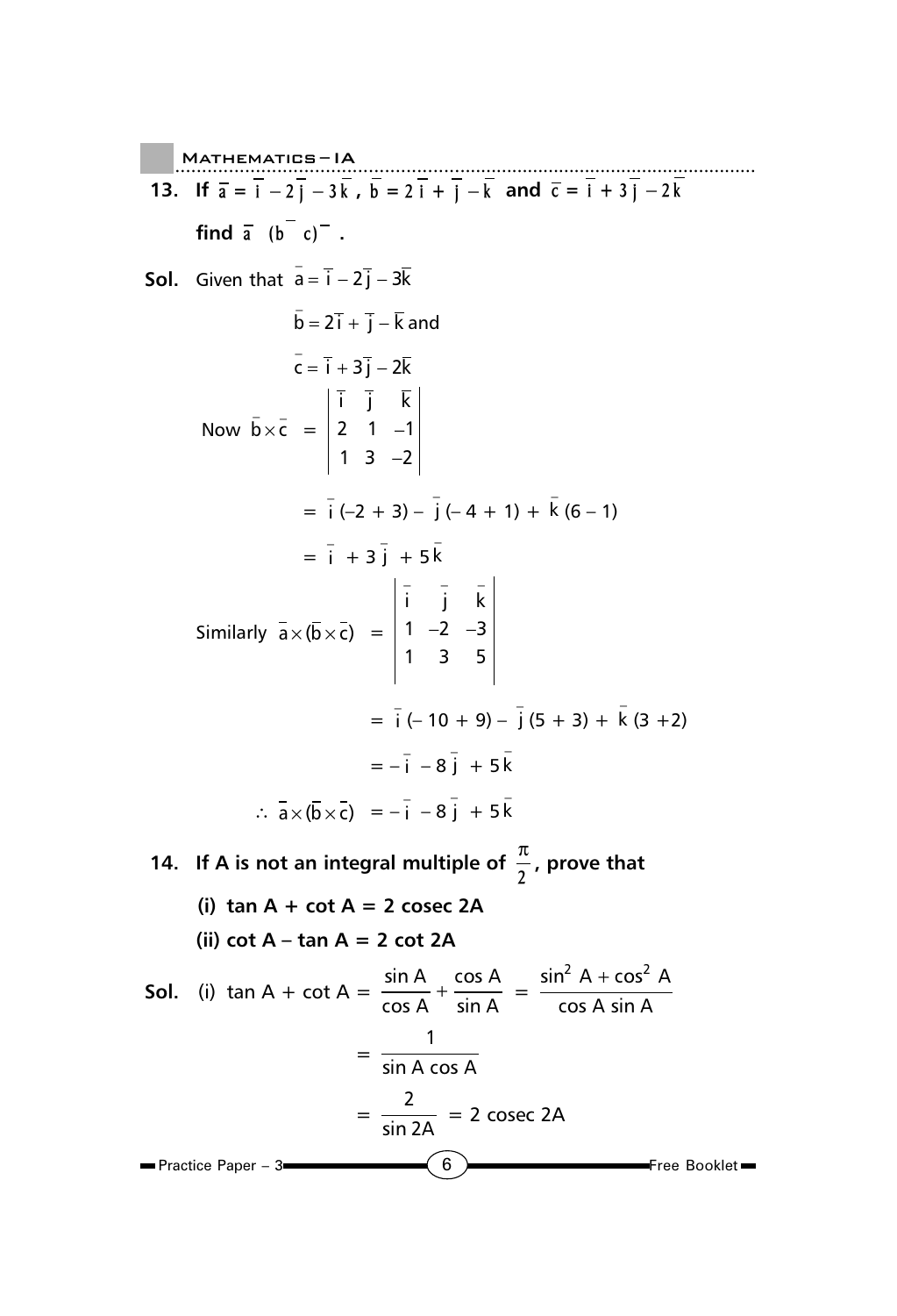**13. If $\bar{a} = \bar{i} - 2\bar{j} - 3\bar{k}$, $\bar{b} = 2\bar{i} + \bar{j} - \bar{k}$ and $\bar{c} = \bar{i} + 3\bar{j} - 2\bar{k}$ find $\bar{a}\ (\bar{b}\ \ \bar{c})$ .**

**Sol.** Given that $\bar{a} = \bar{i} - 2\bar{j} - 3\bar{k}$

$\bar{b} = 2\bar{i} + \bar{j} - \bar{k}$ and

$\bar{c} = \bar{i} + 3\bar{j} - 2\bar{k}$

$$\text{Now } \bar{b}\times\bar{c} = \begin{vmatrix} \bar{i} & \bar{j} & \bar{k} \\ 2 & 1 & -1 \\ 1 & 3 & -2 \end{vmatrix}$$

$$= \bar{i}(-2+3) - \bar{j}(-4+1) + \bar{k}(6-1)$$

$$= \bar{i} + 3\bar{j} + 5\bar{k}$$

$$\text{Similarly } \bar{a}\times(\bar{b}\times\bar{c}) = \begin{vmatrix} \bar{i} & \bar{j} & \bar{k} \\ 1 & -2 & -3 \\ 1 & 3 & 5 \end{vmatrix}$$

$$= \bar{i}(-10+9) - \bar{j}(5+3) + \bar{k}(3+2)$$

$$= -\bar{i} - 8\bar{j} + 5\bar{k}$$

$$\therefore\ \bar{a}\times(\bar{b}\times\bar{c}) = -\bar{i} - 8\bar{j} + 5\bar{k}$$

**14. If A is not an integral multiple of $\frac{\pi}{2}$, prove that**

**(i) tan A + cot A = 2 cosec 2A**

**(ii) cot A – tan A = 2 cot 2A**

**Sol.** (i) $\tan A + \cot A = \dfrac{\sin A}{\cos A} + \dfrac{\cos A}{\sin A} = \dfrac{\sin^2 A + \cos^2 A}{\cos A \sin A}$

$$= \frac{1}{\sin A \cos A}$$

$$= \frac{2}{\sin 2A} = 2\ \text{cosec}\ 2A$$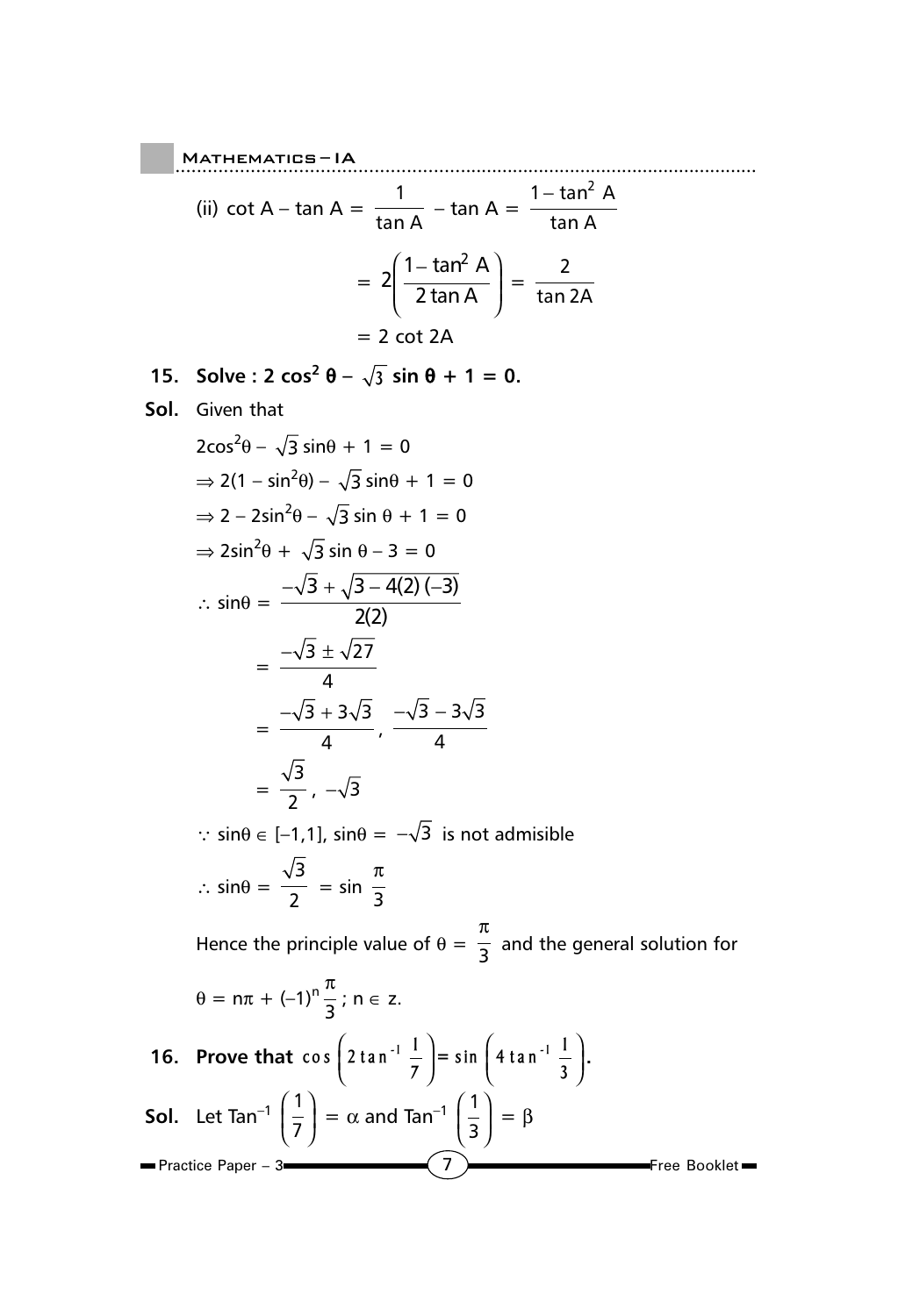(ii) $\cot A - \tan A = \dfrac{1}{\tan A} - \tan A = \dfrac{1 - \tan^2 A}{\tan A}$

$$= 2\left(\frac{1 - \tan^2 A}{2 \tan A}\right) = \frac{2}{\tan 2A}$$

$$= 2 \cot 2A$$

**15. Solve : $2 \cos^2 \theta - \sqrt{3} \sin \theta + 1 = 0$.**

**Sol.** Given that

$2\cos^2\theta - \sqrt{3}\sin\theta + 1 = 0$

$\Rightarrow 2(1 - \sin^2\theta) - \sqrt{3}\sin\theta + 1 = 0$

$\Rightarrow 2 - 2\sin^2\theta - \sqrt{3}\sin\theta + 1 = 0$

$\Rightarrow 2\sin^2\theta + \sqrt{3}\sin\theta - 3 = 0$

$\therefore \sin\theta = \dfrac{-\sqrt{3} + \sqrt{3 - 4(2)(-3)}}{2(2)}$

$= \dfrac{-\sqrt{3} \pm \sqrt{27}}{4}$

$= \dfrac{-\sqrt{3} + 3\sqrt{3}}{4}, \dfrac{-\sqrt{3} - 3\sqrt{3}}{4}$

$= \dfrac{\sqrt{3}}{2}, -\sqrt{3}$

$\because \sin\theta \in [-1,1]$, $\sin\theta = -\sqrt{3}$ is not admisible

$\therefore \sin\theta = \dfrac{\sqrt{3}}{2} = \sin\dfrac{\pi}{3}$

Hence the principle value of $\theta = \dfrac{\pi}{3}$ and the general solution for

$\theta = n\pi + (-1)^n \dfrac{\pi}{3}$; $n \in z$.

**16. Prove that $\cos\left(2\tan^{-1}\dfrac{1}{7}\right) = \sin\left(4\tan^{-1}\dfrac{1}{3}\right)$.**

**Sol.** Let $\text{Tan}^{-1}\left(\dfrac{1}{7}\right) = \alpha$ and $\text{Tan}^{-1}\left(\dfrac{1}{3}\right) = \beta$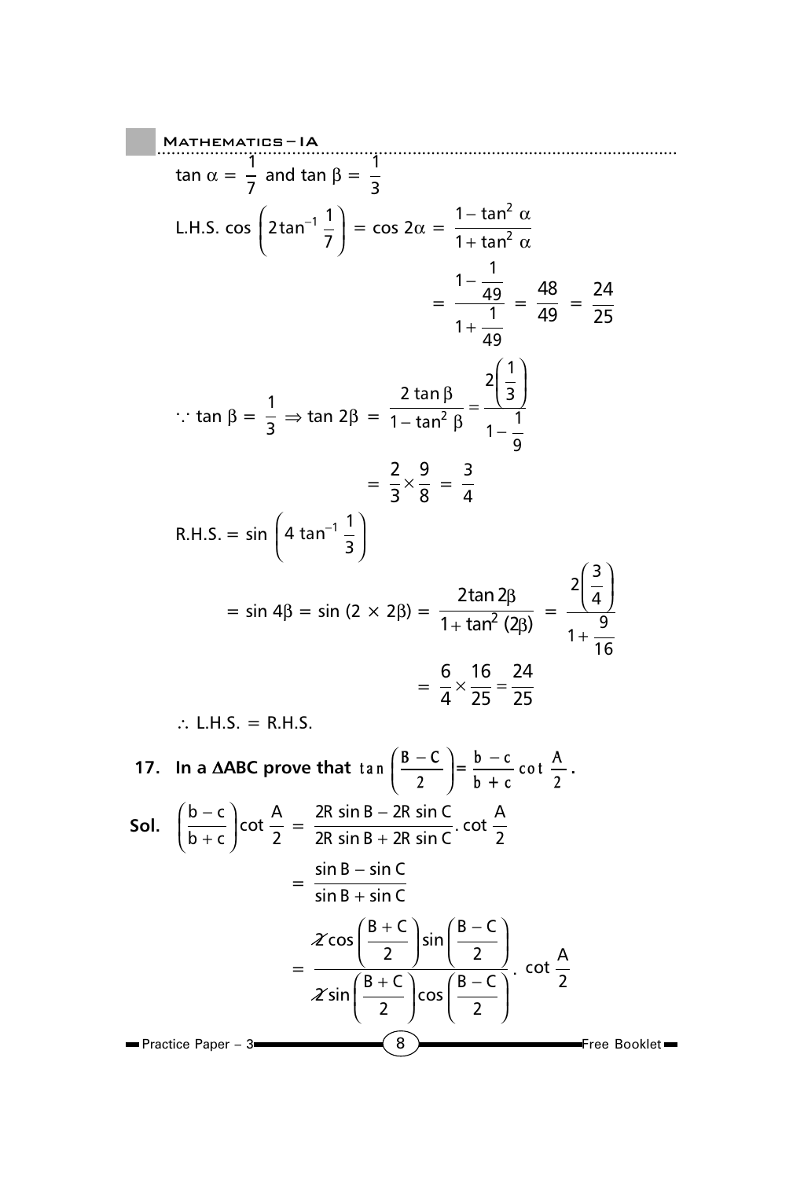$\tan \alpha = \frac{1}{7}$ and $\tan \beta = \frac{1}{3}$

L.H.S. $\cos\left(2\tan^{-1}\frac{1}{7}\right) = \cos 2\alpha = \frac{1-\tan^2\alpha}{1+\tan^2\alpha}$

$$= \frac{1-\frac{1}{49}}{1+\frac{1}{49}} = \frac{48}{49} = \frac{24}{25}$$

$\because \tan\beta = \frac{1}{3} \Rightarrow \tan 2\beta = \frac{2\tan\beta}{1-\tan^2\beta} = \frac{2\left(\frac{1}{3}\right)}{1-\frac{1}{9}}$

$$= \frac{2}{3}\times\frac{9}{8} = \frac{3}{4}$$

R.H.S. $= \sin\left(4\tan^{-1}\frac{1}{3}\right)$

$$= \sin 4\beta = \sin(2\times 2\beta) = \frac{2\tan 2\beta}{1+\tan^2(2\beta)} = \frac{2\left(\frac{3}{4}\right)}{1+\frac{9}{16}}$$

$$= \frac{6}{4}\times\frac{16}{25} = \frac{24}{25}$$

$\therefore$ L.H.S. = R.H.S.

**17. In a $\Delta ABC$ prove that $\tan\left(\frac{B-C}{2}\right) = \frac{b-c}{b+c}\cot\frac{A}{2}$.**

**Sol.** $\left(\frac{b-c}{b+c}\right)\cot\frac{A}{2} = \frac{2R\sin B - 2R\sin C}{2R\sin B + 2R\sin C}.\cot\frac{A}{2}$

$$= \frac{\sin B - \sin C}{\sin B + \sin C}$$

$$= \frac{2\cos\left(\frac{B+C}{2}\right)\sin\left(\frac{B-C}{2}\right)}{2\sin\left(\frac{B+C}{2}\right)\cos\left(\frac{B-C}{2}\right)}.\cot\frac{A}{2}$$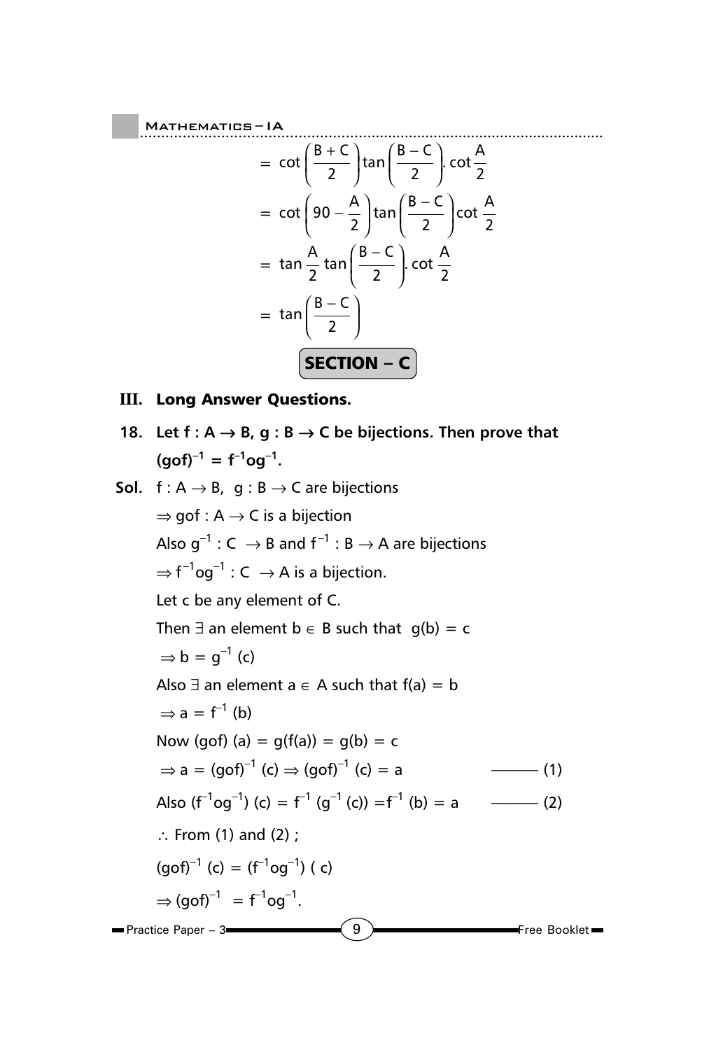$$= \cot\left(\frac{B+C}{2}\right)\tan\left(\frac{B-C}{2}\right).\cot\frac{A}{2}$$

$$= \cot\left(90-\frac{A}{2}\right)\tan\left(\frac{B-C}{2}\right)\cot\frac{A}{2}$$

$$= \tan\frac{A}{2}\tan\left(\frac{B-C}{2}\right).\cot\frac{A}{2}$$

$$= \tan\left(\frac{B-C}{2}\right)$$

## SECTION – C

### III. Long Answer Questions.

**18. Let $f : A \to B$, $g : B \to C$ be bijections. Then prove that $(gof)^{-1} = f^{-1}og^{-1}$.**

**Sol.** $f : A \to B$, $g : B \to C$ are bijections

$\Rightarrow gof : A \to C$ is a bijection

Also $g^{-1} : C \to B$ and $f^{-1} : B \to A$ are bijections

$\Rightarrow f^{-1}og^{-1} : C \to A$ is a bijection.

Let c be any element of C.

Then $\exists$ an element $b \in B$ such that $g(b) = c$

$\Rightarrow b = g^{-1}(c)$

Also $\exists$ an element $a \in A$ such that $f(a) = b$

$\Rightarrow a = f^{-1}(b)$

Now $(gof)(a) = g(f(a)) = g(b) = c$

$\Rightarrow a = (gof)^{-1}(c) \Rightarrow (gof)^{-1}(c) = a$ ——— (1)

Also $(f^{-1}og^{-1})(c) = f^{-1}(g^{-1}(c)) = f^{-1}(b) = a$ ——— (2)

$\therefore$ From (1) and (2) ;

$(gof)^{-1}(c) = (f^{-1}og^{-1})(c)$

$\Rightarrow (gof)^{-1} = f^{-1}og^{-1}$.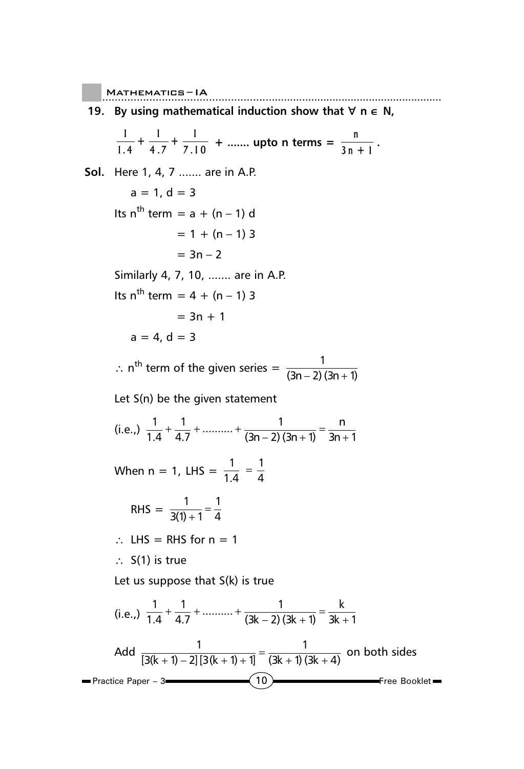**19. By using mathematical induction show that $\forall$ n $\in$ N,**

$$\frac{1}{1.4} + \frac{1}{4.7} + \frac{1}{7.10} + \text{....... upto n terms} = \frac{n}{3n+1}.$$

**Sol.** Here 1, 4, 7 ....... are in A.P.

$a = 1, d = 3$

Its $n^{th}$ term $= a + (n-1)d$

$= 1 + (n-1)3$

$= 3n - 2$

Similarly 4, 7, 10, ....... are in A.P.

Its $n^{th}$ term $= 4 + (n-1)3$

$= 3n + 1$

$a = 4, d = 3$

$\therefore$ $n^{th}$ term of the given series $= \dfrac{1}{(3n-2)(3n+1)}$

Let S(n) be the given statement

(i.e.,) $\dfrac{1}{1.4} + \dfrac{1}{4.7} + .......... + \dfrac{1}{(3n-2)(3n+1)} = \dfrac{n}{3n+1}$

When n = 1, LHS $= \dfrac{1}{1.4} = \dfrac{1}{4}$

RHS $= \dfrac{1}{3(1)+1} = \dfrac{1}{4}$

$\therefore$ LHS = RHS for n = 1

$\therefore$ S(1) is true

Let us suppose that S(k) is true

(i.e.,) $\dfrac{1}{1.4} + \dfrac{1}{4.7} + .......... + \dfrac{1}{(3k-2)(3k+1)} = \dfrac{k}{3k+1}$

Add $\dfrac{1}{[3(k+1)-2][3(k+1)+1]} = \dfrac{1}{(3k+1)(3k+4)}$ on both sides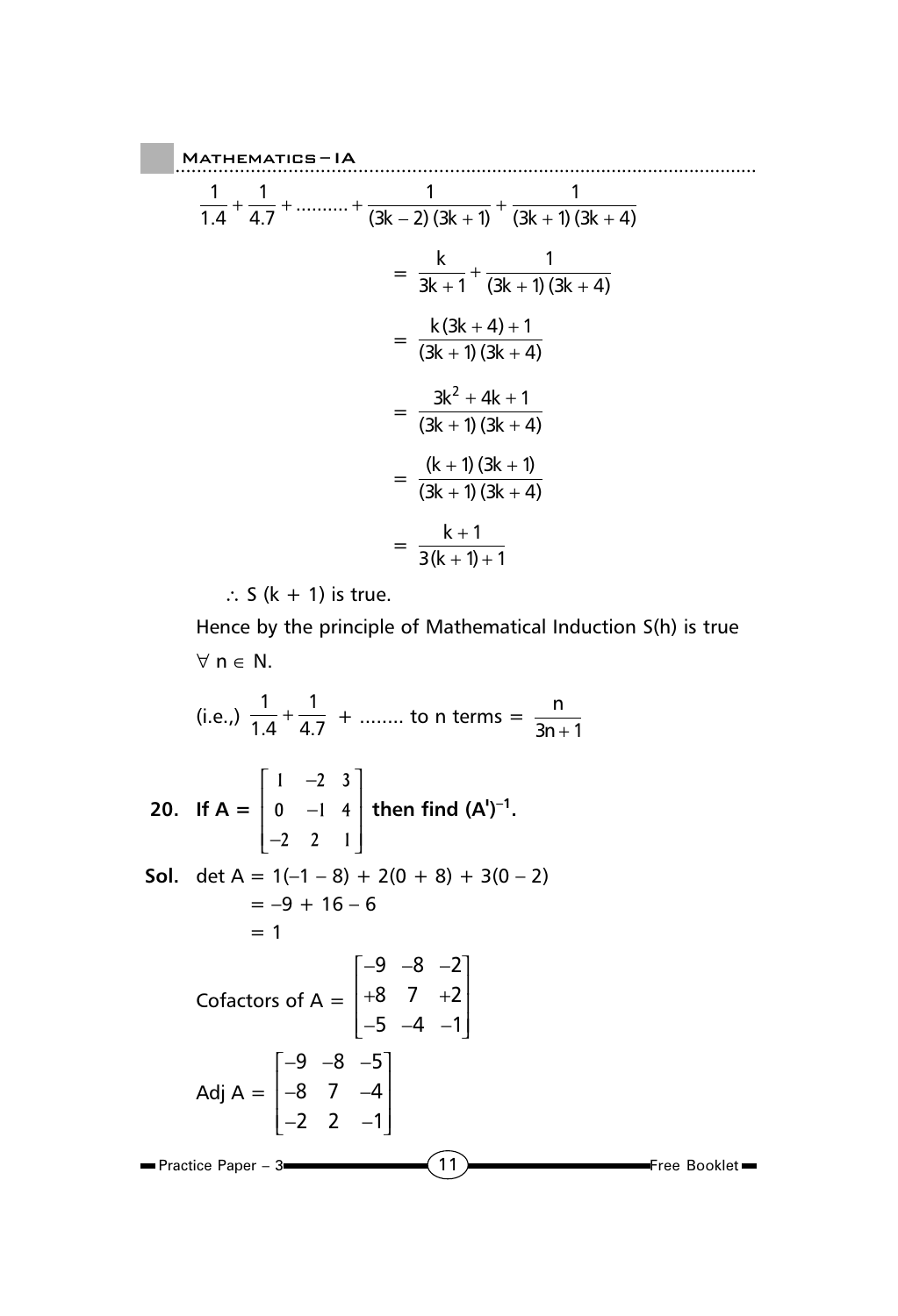$$\frac{1}{1.4}+\frac{1}{4.7}+\text{..........}+\frac{1}{(3k-2)(3k+1)}+\frac{1}{(3k+1)(3k+4)}$$

$$= \frac{k}{3k+1}+\frac{1}{(3k+1)(3k+4)}$$

$$= \frac{k(3k+4)+1}{(3k+1)(3k+4)}$$

$$= \frac{3k^2+4k+1}{(3k+1)(3k+4)}$$

$$= \frac{(k+1)(3k+1)}{(3k+1)(3k+4)}$$

$$= \frac{k+1}{3(k+1)+1}$$

$\therefore$ S (k + 1) is true.

Hence by the principle of Mathematical Induction S(h) is true $\forall\ n \in N$.

(i.e.,) $\frac{1}{1.4}+\frac{1}{4.7}$ + ........ to n terms = $\frac{n}{3n+1}$

**20. If A =** $\begin{bmatrix} 1 & -2 & 3 \\ 0 & -1 & 4 \\ -2 & 2 & 1 \end{bmatrix}$ **then find $(A')^{-1}$.**

**Sol.** det A = 1(–1 – 8) + 2(0 + 8) + 3(0 – 2)
= –9 + 16 – 6
= 1

Cofactors of A = $\begin{bmatrix} -9 & -8 & -2 \\ +8 & 7 & +2 \\ -5 & -4 & -1 \end{bmatrix}$

Adj A = $\begin{bmatrix} -9 & -8 & -5 \\ -8 & 7 & -4 \\ -2 & 2 & -1 \end{bmatrix}$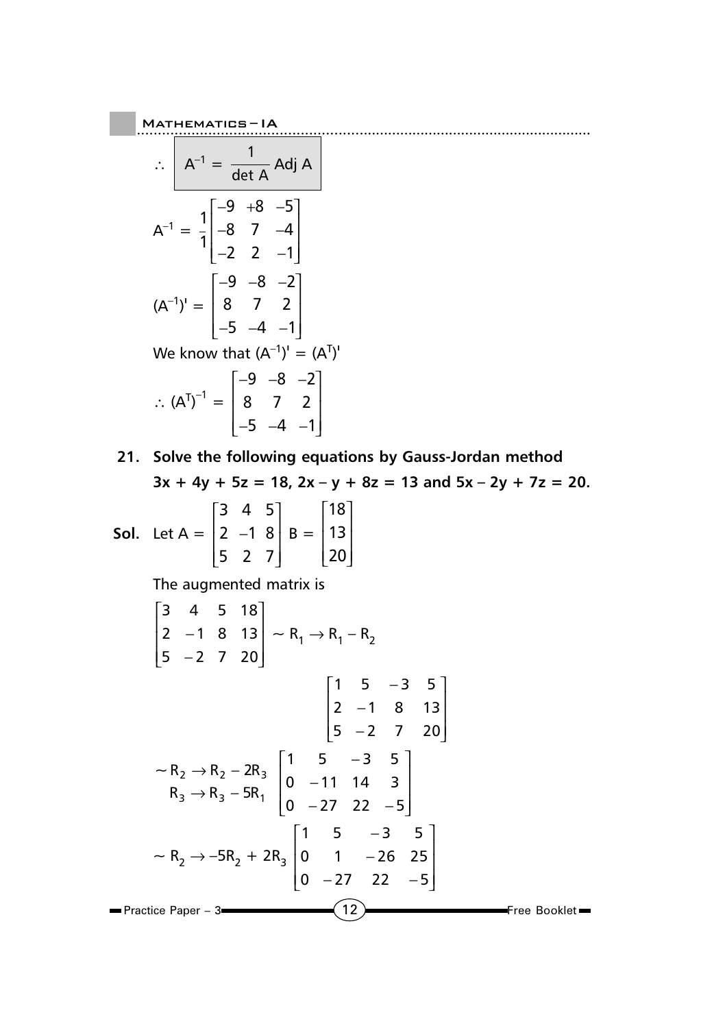$$\therefore \boxed{A^{-1} = \frac{1}{\det A} \text{Adj } A}$$

$$A^{-1} = \frac{1}{1}\begin{bmatrix} -9 & +8 & -5 \\ -8 & 7 & -4 \\ -2 & 2 & -1 \end{bmatrix}$$

$$(A^{-1})' = \begin{bmatrix} -9 & -8 & -2 \\ 8 & 7 & 2 \\ -5 & -4 & -1 \end{bmatrix}$$

We know that $(A^{-1})' = (A^T)'$

$$\therefore (A^T)^{-1} = \begin{bmatrix} -9 & -8 & -2 \\ 8 & 7 & 2 \\ -5 & -4 & -1 \end{bmatrix}$$

**21. Solve the following equations by Gauss-Jordan method $3x + 4y + 5z = 18$, $2x - y + 8z = 13$ and $5x - 2y + 7z = 20$.**

**Sol.** Let $A = \begin{bmatrix} 3 & 4 & 5 \\ 2 & -1 & 8 \\ 5 & 2 & 7 \end{bmatrix}$ $B = \begin{bmatrix} 18 \\ 13 \\ 20 \end{bmatrix}$

The augmented matrix is

$$\begin{bmatrix} 3 & 4 & 5 & 18 \\ 2 & -1 & 8 & 13 \\ 5 & -2 & 7 & 20 \end{bmatrix} \sim R_1 \to R_1 - R_2$$

$$\begin{bmatrix} 1 & 5 & -3 & 5 \\ 2 & -1 & 8 & 13 \\ 5 & -2 & 7 & 20 \end{bmatrix}$$

$$\sim \begin{matrix} R_2 \to R_2 - 2R_3 \\ R_3 \to R_3 - 5R_1 \end{matrix} \begin{bmatrix} 1 & 5 & -3 & 5 \\ 0 & -11 & 14 & 3 \\ 0 & -27 & 22 & -5 \end{bmatrix}$$

$$\sim R_2 \to -5R_2 + 2R_3 \begin{bmatrix} 1 & 5 & -3 & 5 \\ 0 & 1 & -26 & 25 \\ 0 & -27 & 22 & -5 \end{bmatrix}$$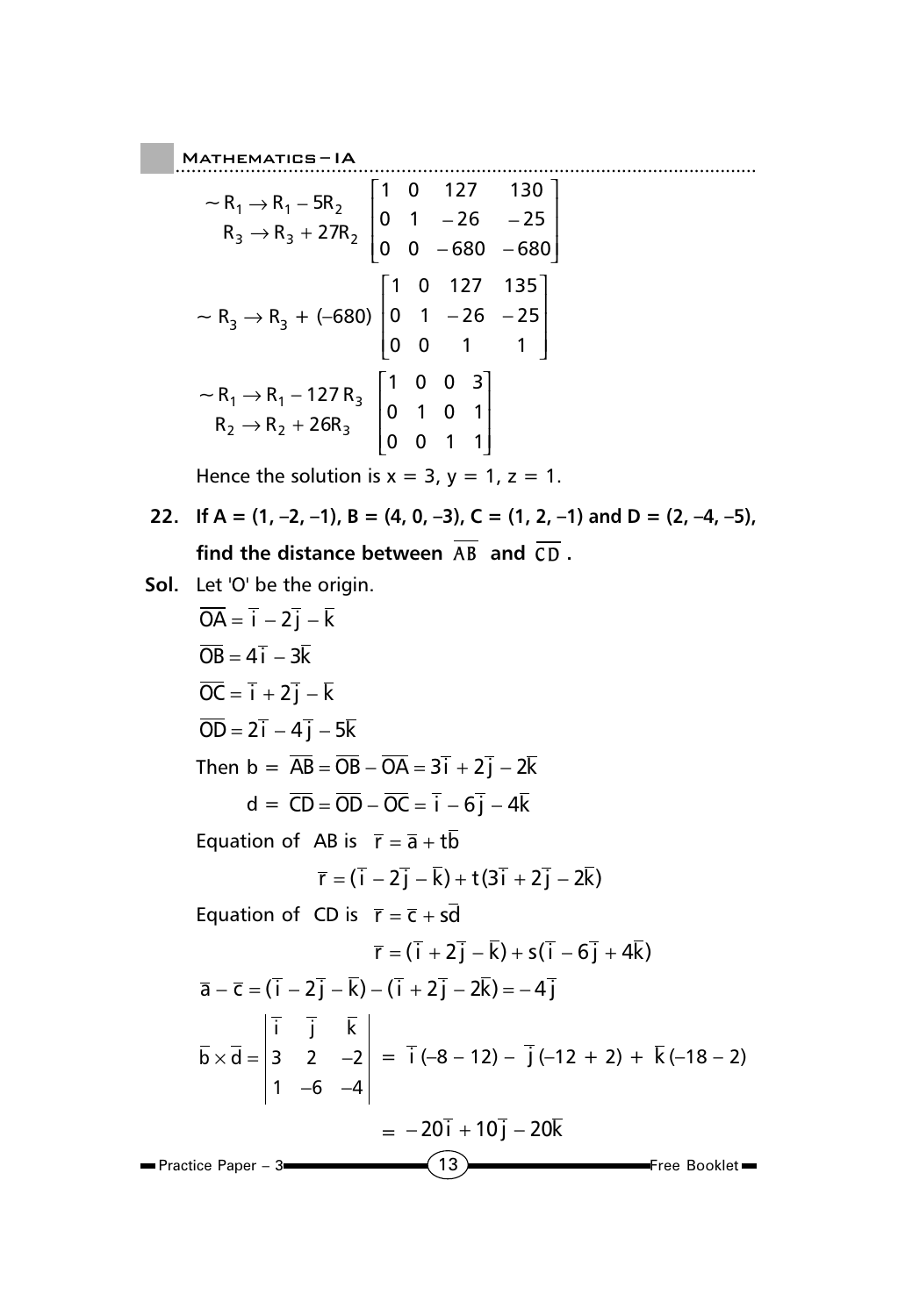$$\sim R_1 \to R_1 - 5R_2 \quad R_3 \to R_3 + 27R_2 \begin{bmatrix} 1 & 0 & 127 & 130 \\ 0 & 1 & -26 & -25 \\ 0 & 0 & -680 & -680 \end{bmatrix}$$

$$\sim R_3 \to R_3 + (-680) \begin{bmatrix} 1 & 0 & 127 & 135 \\ 0 & 1 & -26 & -25 \\ 0 & 0 & 1 & 1 \end{bmatrix}$$

$$\sim R_1 \to R_1 - 127\,R_3 \quad R_2 \to R_2 + 26R_3 \begin{bmatrix} 1 & 0 & 0 & 3 \\ 0 & 1 & 0 & 1 \\ 0 & 0 & 1 & 1 \end{bmatrix}$$

Hence the solution is $x = 3$, $y = 1$, $z = 1$.

**22. If A = (1, –2, –1), B = (4, 0, –3), C = (1, 2, –1) and D = (2, –4, –5), find the distance between $\overline{AB}$ and $\overline{CD}$.**

**Sol.** Let 'O' be the origin.

$\overline{OA} = \overline{i} - 2\overline{j} - \overline{k}$

$\overline{OB} = 4\overline{i} - 3\overline{k}$

$\overline{OC} = \overline{i} + 2\overline{j} - \overline{k}$

$\overline{OD} = 2\overline{i} - 4\overline{j} - 5\overline{k}$

Then $b = \overline{AB} = \overline{OB} - \overline{OA} = 3\overline{i} + 2\overline{j} - 2\overline{k}$

$d = \overline{CD} = \overline{OD} - \overline{OC} = \overline{i} - 6\overline{j} - 4\overline{k}$

Equation of AB is $\overline{r} = \overline{a} + t\overline{b}$

$$\overline{r} = (\overline{i} - 2\overline{j} - \overline{k}) + t(3\overline{i} + 2\overline{j} - 2\overline{k})$$

Equation of CD is $\overline{r} = \overline{c} + s\overline{d}$

$$\overline{r} = (\overline{i} + 2\overline{j} - \overline{k}) + s(\overline{i} - 6\overline{j} + 4\overline{k})$$

$\overline{a} - \overline{c} = (\overline{i} - 2\overline{j} - \overline{k}) - (\overline{i} + 2\overline{j} - 2\overline{k}) = -4\overline{j}$

$$\overline{b} \times \overline{d} = \begin{vmatrix} \overline{i} & \overline{j} & \overline{k} \\ 3 & 2 & -2 \\ 1 & -6 & -4 \end{vmatrix} = \overline{i}(-8 - 12) - \overline{j}(-12 + 2) + \overline{k}(-18 - 2)$$

$$= -20\overline{i} + 10\overline{j} - 20\overline{k}$$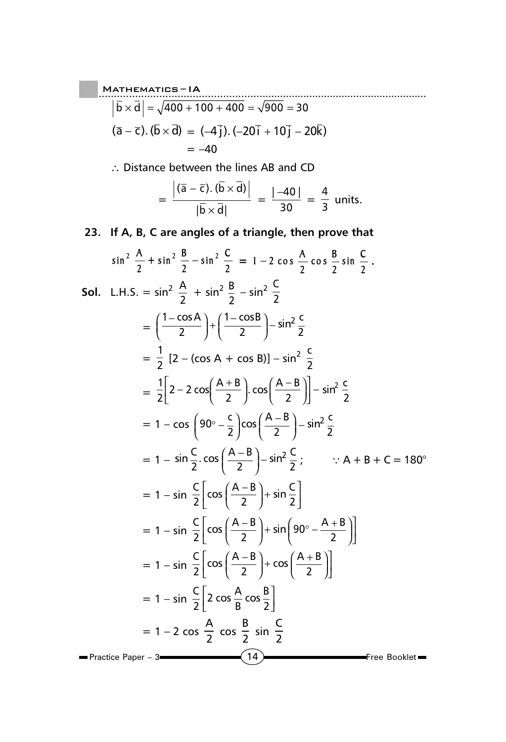$$\left|\bar{b} \times \bar{d}\right| = \sqrt{400 + 100 + 400} = \sqrt{900} = 30$$

$$(\bar{a} - \bar{c}).(\bar{b} \times \bar{d}) = (-4\bar{j}).(-20\bar{i} + 10\bar{j} - 20\bar{k})$$
$$= -40$$

$\therefore$ Distance between the lines AB and CD

$$= \frac{\left|(\bar{a} - \bar{c}).(\bar{b} \times \bar{d})\right|}{|\bar{b} \times \bar{d}|} = \frac{|-40|}{30} = \frac{4}{3} \text{ units.}$$

**23. If A, B, C are angles of a triangle, then prove that**

$$\sin^2 \frac{A}{2} + \sin^2 \frac{B}{2} - \sin^2 \frac{C}{2} = 1 - 2\cos\frac{A}{2}\cos\frac{B}{2}\sin\frac{C}{2}.$$

**Sol.** L.H.S. $= \sin^2 \frac{A}{2} + \sin^2 \frac{B}{2} - \sin^2 \frac{C}{2}$

$$= \left(\frac{1 - \cos A}{2}\right) + \left(\frac{1 - \cos B}{2}\right) - \sin^2 \frac{c}{2}$$

$$= \frac{1}{2}\,[2 - (\cos A + \cos B)] - \sin^2 \frac{c}{2}$$

$$= \frac{1}{2}\left[2 - 2\cos\left(\frac{A+B}{2}\right).\cos\left(\frac{A-B}{2}\right)\right] - \sin^2 \frac{c}{2}$$

$$= 1 - \cos\left(90^\circ - \frac{c}{2}\right)\cos\left(\frac{A-B}{2}\right) - \sin^2 \frac{c}{2}$$

$$= 1 - \sin\frac{C}{2}.\cos\left(\frac{A-B}{2}\right) - \sin^2 \frac{C}{2}; \qquad \because A + B + C = 180^\circ$$

$$= 1 - \sin\frac{C}{2}\left[\cos\left(\frac{A-B}{2}\right) + \sin\frac{C}{2}\right]$$

$$= 1 - \sin\frac{C}{2}\left[\cos\left(\frac{A-B}{2}\right) + \sin\left(90^\circ - \frac{A+B}{2}\right)\right]$$

$$= 1 - \sin\frac{C}{2}\left[\cos\left(\frac{A-B}{2}\right) + \cos\left(\frac{A+B}{2}\right)\right]$$

$$= 1 - \sin\frac{C}{2}\left[2\cos\frac{A}{B}\cos\frac{B}{2}\right]$$

$$= 1 - 2\cos\frac{A}{2}\cos\frac{B}{2}\sin\frac{C}{2}$$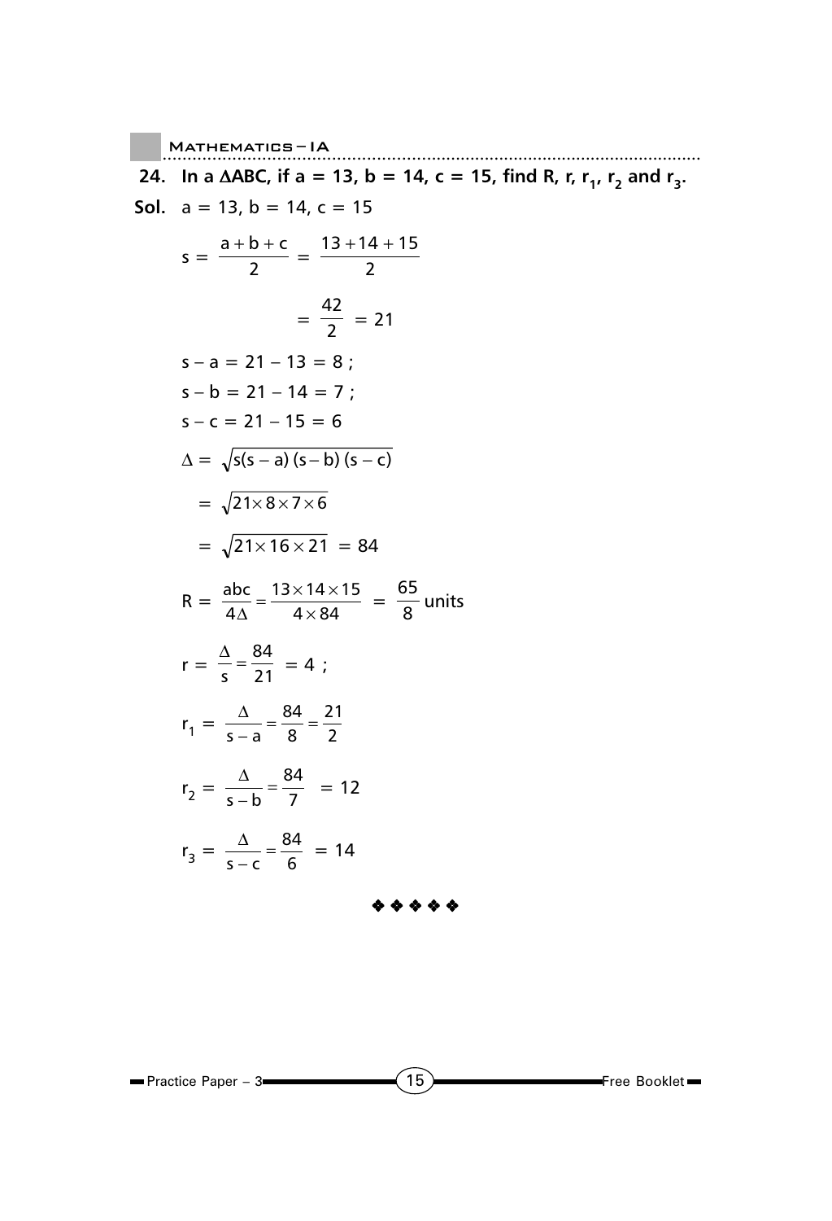**24. In a $\Delta ABC$, if $a = 13$, $b = 14$, $c = 15$, find $R$, $r$, $r_1$, $r_2$ and $r_3$.**

**Sol.** $a = 13$, $b = 14$, $c = 15$

$$s = \frac{a+b+c}{2} = \frac{13+14+15}{2}$$

$$= \frac{42}{2} = 21$$

$s - a = 21 - 13 = 8$ ;

$s - b = 21 - 14 = 7$ ;

$s - c = 21 - 15 = 6$

$$\Delta = \sqrt{s(s-a)(s-b)(s-c)}$$

$$= \sqrt{21 \times 8 \times 7 \times 6}$$

$$= \sqrt{21 \times 16 \times 21} = 84$$

$$R = \frac{abc}{4\Delta} = \frac{13 \times 14 \times 15}{4 \times 84} = \frac{65}{8} \text{ units}$$

$$r = \frac{\Delta}{s} = \frac{84}{21} = 4 \; ;$$

$$r_1 = \frac{\Delta}{s-a} = \frac{84}{8} = \frac{21}{2}$$

$$r_2 = \frac{\Delta}{s-b} = \frac{84}{7} = 12$$

$$r_3 = \frac{\Delta}{s-c} = \frac{84}{6} = 14$$

❖ ❖ ❖ ❖ ❖